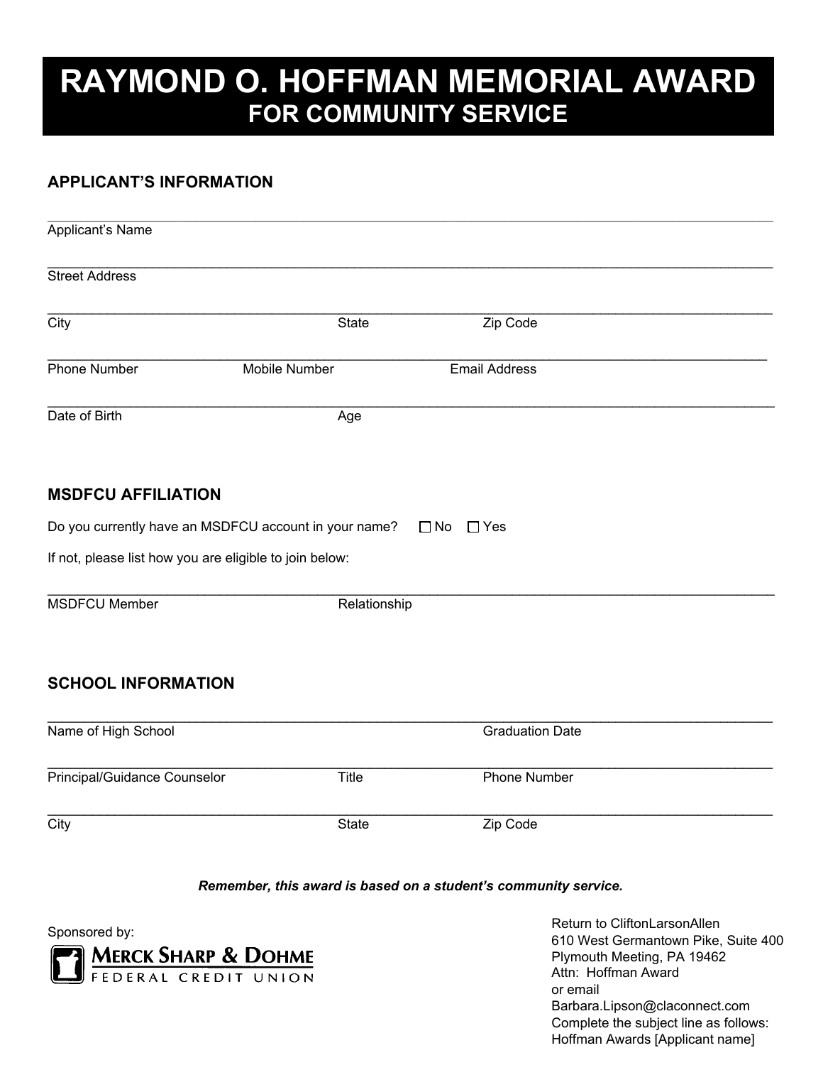# RAYMOND O. HOFFMAN MEMORIAL AWARD
## FOR COMMUNITY SERVICE

### APPLICANT'S INFORMATION

\_\_\_\_\_\_\_\_\_\_\_\_\_\_\_\_\_\_\_\_\_\_\_\_\_\_\_\_\_\_\_\_\_\_\_\_\_\_\_\_\_\_\_\_\_\_\_\_\_\_\_\_\_\_\_\_\_\_\_\_\_\_\_\_\_\_\_\_\_\_\_\_
Applicant's Name

\_\_\_\_\_\_\_\_\_\_\_\_\_\_\_\_\_\_\_\_\_\_\_\_\_\_\_\_\_\_\_\_\_\_\_\_\_\_\_\_\_\_\_\_\_\_\_\_\_\_\_\_\_\_\_\_\_\_\_\_\_\_\_\_\_\_\_\_\_\_\_\_
Street Address

\_\_\_\_\_\_\_\_\_\_\_\_\_\_\_\_\_\_\_\_\_\_\_\_\_\_\_\_\_\_\_\_\_\_\_\_\_\_\_\_\_\_\_\_\_\_\_\_\_\_\_\_\_\_\_\_\_\_\_\_\_\_\_\_\_\_\_\_\_\_\_\_
City State Zip Code

\_\_\_\_\_\_\_\_\_\_\_\_\_\_\_\_\_\_\_\_\_\_\_\_\_\_\_\_\_\_\_\_\_\_\_\_\_\_\_\_\_\_\_\_\_\_\_\_\_\_\_\_\_\_\_\_\_\_\_\_\_\_\_\_\_\_\_\_\_\_\_\_
Phone Number Mobile Number Email Address

\_\_\_\_\_\_\_\_\_\_\_\_\_\_\_\_\_\_\_\_\_\_\_\_\_\_\_\_\_\_\_\_\_\_\_\_\_\_\_\_\_\_\_\_\_\_\_\_\_\_\_\_\_\_\_\_\_\_\_\_\_\_\_\_\_\_\_\_\_\_\_\_
Date of Birth Age

### MSDFCU AFFILIATION

Do you currently have an MSDFCU account in your name? ☐ No ☐ Yes

If not, please list how you are eligible to join below:

\_\_\_\_\_\_\_\_\_\_\_\_\_\_\_\_\_\_\_\_\_\_\_\_\_\_\_\_\_\_\_\_\_\_\_\_\_\_\_\_\_\_\_\_\_\_\_\_\_\_\_\_\_\_\_\_\_\_\_\_\_\_\_\_\_\_\_\_\_\_\_\_
MSDFCU Member Relationship

### SCHOOL INFORMATION

\_\_\_\_\_\_\_\_\_\_\_\_\_\_\_\_\_\_\_\_\_\_\_\_\_\_\_\_\_\_\_\_\_\_\_\_\_\_\_\_\_\_\_\_\_\_\_\_\_\_\_\_\_\_\_\_\_\_\_\_\_\_\_\_\_\_\_\_\_\_\_\_
Name of High School Graduation Date

\_\_\_\_\_\_\_\_\_\_\_\_\_\_\_\_\_\_\_\_\_\_\_\_\_\_\_\_\_\_\_\_\_\_\_\_\_\_\_\_\_\_\_\_\_\_\_\_\_\_\_\_\_\_\_\_\_\_\_\_\_\_\_\_\_\_\_\_\_\_\_\_
Principal/Guidance Counselor Title Phone Number

\_\_\_\_\_\_\_\_\_\_\_\_\_\_\_\_\_\_\_\_\_\_\_\_\_\_\_\_\_\_\_\_\_\_\_\_\_\_\_\_\_\_\_\_\_\_\_\_\_\_\_\_\_\_\_\_\_\_\_\_\_\_\_\_\_\_\_\_\_\_\_\_
City State Zip Code

***Remember, this award is based on a student's community service.***

Sponsored by:

MERCK SHARP & DOHME
FEDERAL CREDIT UNION

Return to CliftonLarsonAllen
610 West Germantown Pike, Suite 400
Plymouth Meeting, PA 19462
Attn: Hoffman Award
or email
Barbara.Lipson@claconnect.com
Complete the subject line as follows:
Hoffman Awards [Applicant name]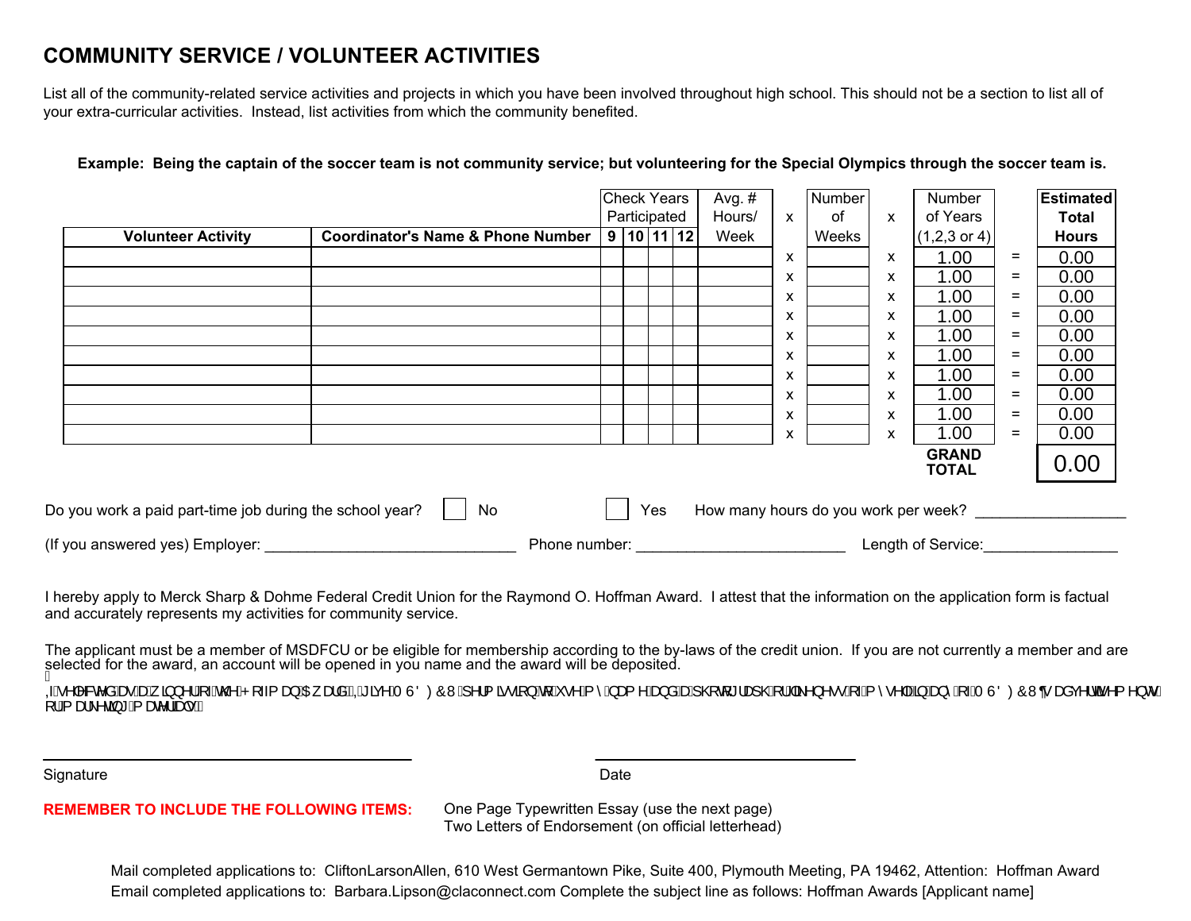# COMMUNITY SERVICE / VOLUNTEER ACTIVITIES

List all of the community-related service activities and projects in which you have been involved throughout high school. This should not be a section to list all of your extra-curricular activities. Instead, list activities from which the community benefited.

**Example: Being the captain of the soccer team is not community service; but volunteering for the Special Olympics through the soccer team is.**

| Volunteer Activity | Coordinator's Name & Phone Number | Check Years Participated 9 | 10 | 11 | 12 | Avg. # Hours/ Week | x | Number of Weeks | x | Number of Years (1,2,3 or 4) | = | Estimated Total Hours |
|---|---|---|---|---|---|---|---|---|---|---|---|---|
| | | | | | | | x | | x | 1.00 | = | 0.00 |
| | | | | | | | x | | x | 1.00 | = | 0.00 |
| | | | | | | | x | | x | 1.00 | = | 0.00 |
| | | | | | | | x | | x | 1.00 | = | 0.00 |
| | | | | | | | x | | x | 1.00 | = | 0.00 |
| | | | | | | | x | | x | 1.00 | = | 0.00 |
| | | | | | | | x | | x | 1.00 | = | 0.00 |
| | | | | | | | x | | x | 1.00 | = | 0.00 |
| | | | | | | | x | | x | 1.00 | = | 0.00 |
| | | | | | | | x | | x | 1.00 | = | 0.00 |
| | | | | | | | | | | **GRAND TOTAL** | | 0.00 |

Do you work a paid part-time job during the school year? ☐ No ☐ Yes How many hours do you work per week? __________________

(If you answered yes) Employer: ______________________________ Phone number: _________________________ Length of Service:________________

I hereby apply to Merck Sharp & Dohme Federal Credit Union for the Raymond O. Hoffman Award. I attest that the information on the application form is factual and accurately represents my activities for community service.

The applicant must be a member of MSDFCU or be eligible for membership according to the by-laws of the credit union. If you are not currently a member and are selected for the award, an account will be opened in you name and the award will be deposited.

,I VHOHFWHG DV D ZLQQHU RI WKH +RIIPDQ $ZDUG, ,JLYH 06')&8 SHUPLVVLRQ WR XVH P\ QDPH DQG D SKRWRJUDSK RU OLNHQHVV RI P\VHOI LQ DQ\ RI 06')&8¶V DGYHUWLVHPHQWV RU PDUNHWLQJ PDWHULDOV.

_______________________________ Signature

_______________________________ Date

**REMEMBER TO INCLUDE THE FOLLOWING ITEMS:**

One Page Typewritten Essay (use the next page)
Two Letters of Endorsement (on official letterhead)

Mail completed applications to: CliftonLarsonAllen, 610 West Germantown Pike, Suite 400, Plymouth Meeting, PA 19462, Attention: Hoffman Award
Email completed applications to: Barbara.Lipson@claconnect.com Complete the subject line as follows: Hoffman Awards [Applicant name]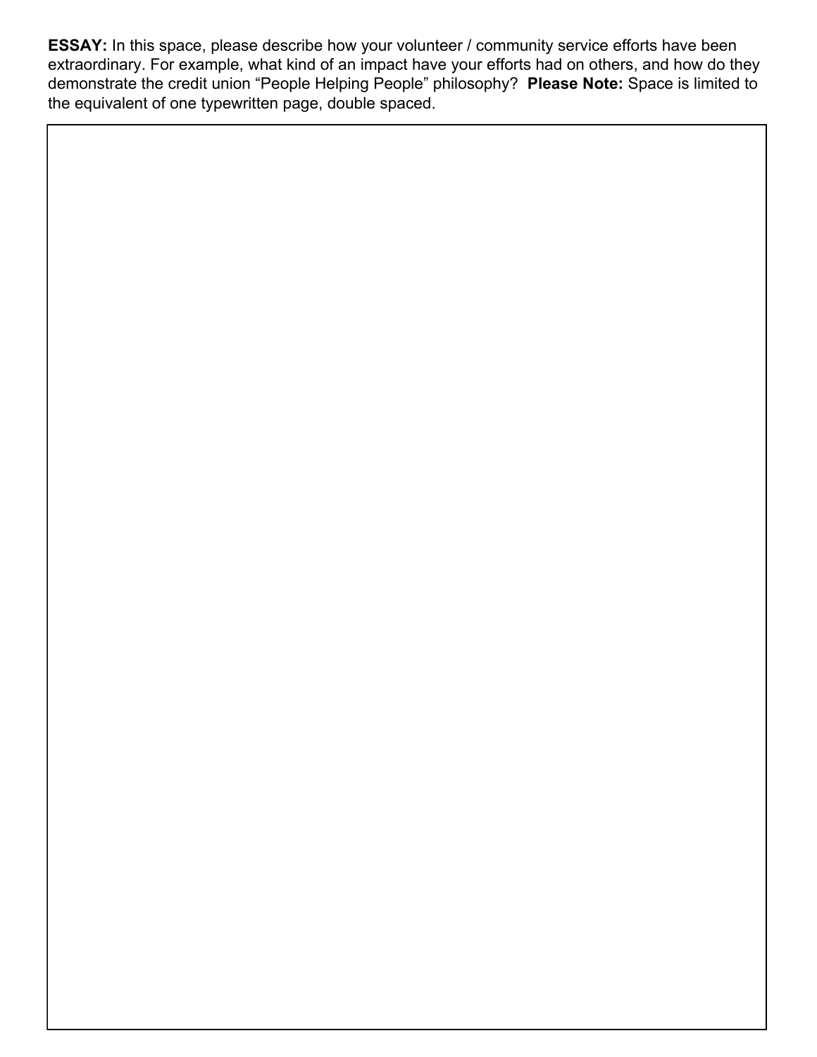**ESSAY:** In this space, please describe how your volunteer / community service efforts have been extraordinary. For example, what kind of an impact have your efforts had on others, and how do they demonstrate the credit union "People Helping People" philosophy? **Please Note:** Space is limited to the equivalent of one typewritten page, double spaced.